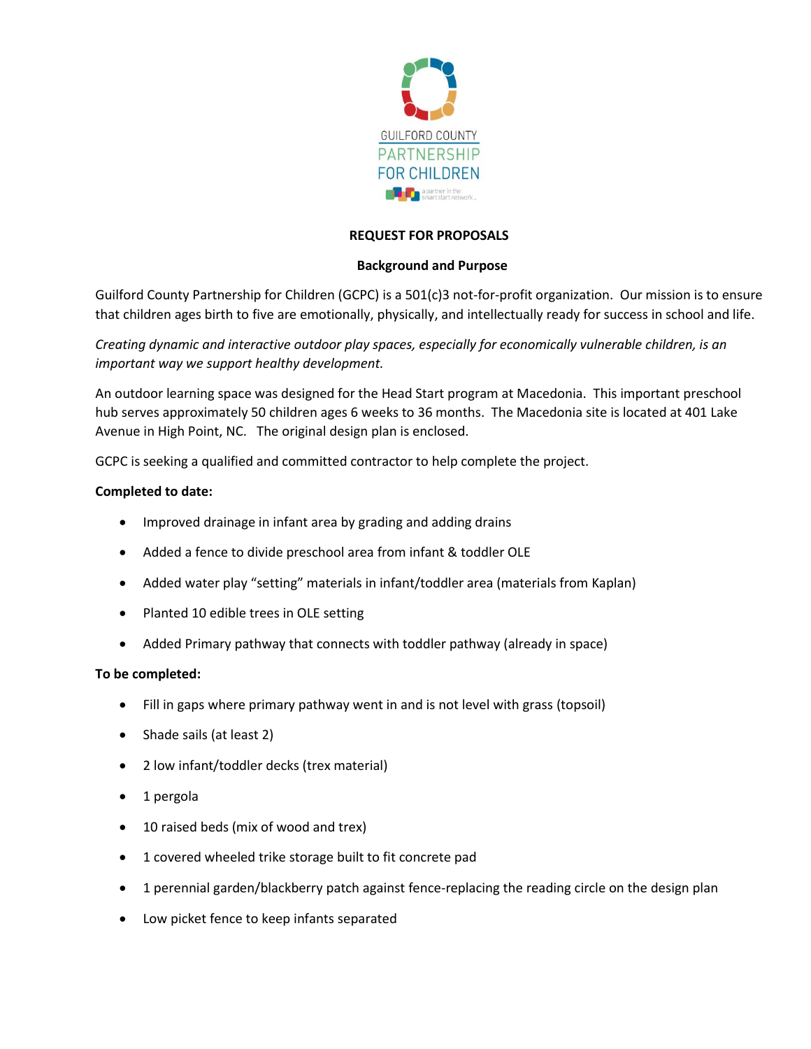GUILFORD COUNTY
PARTNERSHIP
FOR CHILDREN

a partner in the smart start network

# REQUEST FOR PROPOSALS

## Background and Purpose

Guilford County Partnership for Children (GCPC) is a 501(c)3 not-for-profit organization. Our mission is to ensure that children ages birth to five are emotionally, physically, and intellectually ready for success in school and life.

*Creating dynamic and interactive outdoor play spaces, especially for economically vulnerable children, is an important way we support healthy development.*

An outdoor learning space was designed for the Head Start program at Macedonia. This important preschool hub serves approximately 50 children ages 6 weeks to 36 months. The Macedonia site is located at 401 Lake Avenue in High Point, NC. The original design plan is enclosed.

GCPC is seeking a qualified and committed contractor to help complete the project.

**Completed to date:**

- Improved drainage in infant area by grading and adding drains
- Added a fence to divide preschool area from infant & toddler OLE
- Added water play "setting" materials in infant/toddler area (materials from Kaplan)
- Planted 10 edible trees in OLE setting
- Added Primary pathway that connects with toddler pathway (already in space)

**To be completed:**

- Fill in gaps where primary pathway went in and is not level with grass (topsoil)
- Shade sails (at least 2)
- 2 low infant/toddler decks (trex material)
- 1 pergola
- 10 raised beds (mix of wood and trex)
- 1 covered wheeled trike storage built to fit concrete pad
- 1 perennial garden/blackberry patch against fence-replacing the reading circle on the design plan
- Low picket fence to keep infants separated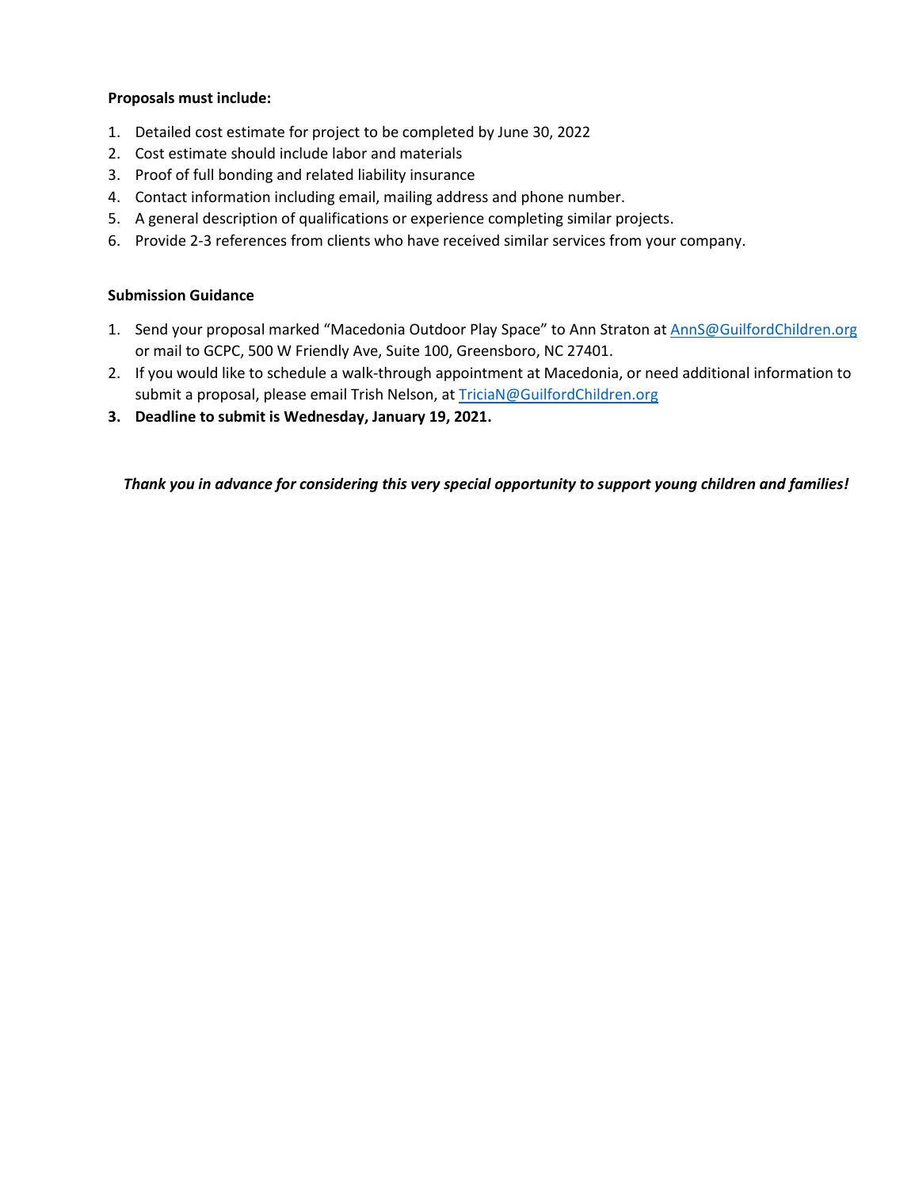**Proposals must include:**

1. Detailed cost estimate for project to be completed by June 30, 2022
2. Cost estimate should include labor and materials
3. Proof of full bonding and related liability insurance
4. Contact information including email, mailing address and phone number.
5. A general description of qualifications or experience completing similar projects.
6. Provide 2-3 references from clients who have received similar services from your company.

**Submission Guidance**

1. Send your proposal marked "Macedonia Outdoor Play Space" to Ann Straton at AnnS@GuilfordChildren.org or mail to GCPC, 500 W Friendly Ave, Suite 100, Greensboro, NC 27401.
2. If you would like to schedule a walk-through appointment at Macedonia, or need additional information to submit a proposal, please email Trish Nelson, at TriciaN@GuilfordChildren.org
3. **Deadline to submit is Wednesday, January 19, 2021.**

***Thank you in advance for considering this very special opportunity to support young children and families!***